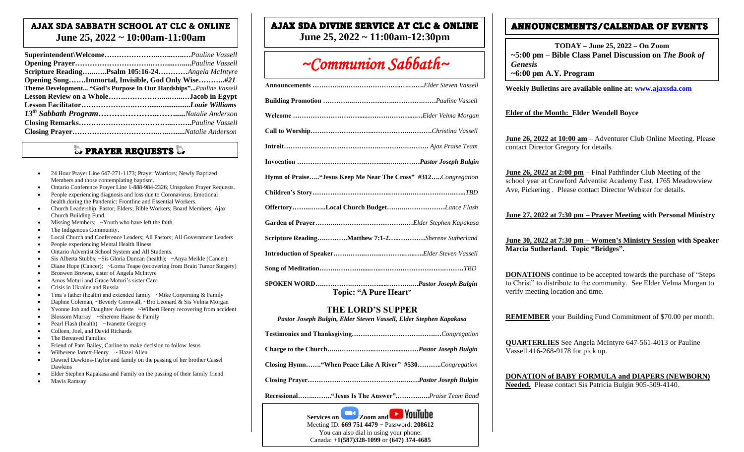## AJAX SDA SABBATH SCHOOL AT CLC & ONLINE
**June 25, 2022 ~ 10:00am-11:00am**

**Superintendent\Welcome**………………………………*Pauline Vassell*
**Opening Prayer**……………………………………*Pauline Vassell*
**Scripture Reading**……..**Psalm 105:16-24**…………*Angela McIntyre*
**Opening Song**…….**Immortal, Invisible, God Only Wise**……….**#21**
**Theme Development... "God's Purpose In Our Hardships"**...*Pauline Vassell*
**Lesson Review on a Whole**…………………………**Jacob in Egypt**
**Lesson Facilitator**………………………………*Louie Williams*
***13th Sabbath Program***……………………………*Natalie Anderson*
**Closing Remarks**……………………………………*Pauline Vassell*
**Closing Prayer**……………………………………*Natalie Anderson*

## PRAYER REQUESTS

- 24 Hour Prayer Line 647-271-1173; Prayer Warriors; Newly Baptized Members and those contemplating baptism.
- Ontario Conference Prayer Line 1-888-984-2326; Unspoken Prayer Requests.
- People experiencing diagnosis and loss due to Coronavirus; Emotional health.during the Pandemic; Frontline and Essential Workers.
- Church Leadership: Pastor; Elders; Bible Workers; Board Members; Ajax Church Building Fund.
- Missing Members; ~Youth who have left the faith.
- The Indigenous Community.
- Local Church and Conference Leaders; All Pastors; All Government Leaders
- People experiencing Mental Health Illness.
- Ontario Adventist School System and All Students.
- Sis Alberta Stubbs; ~Sis Gloria Duncan (health); ~Anya Meikle (Cancer).
- Diane Hope (Cancer); ~Lorna Teape (recovering from Brain Tumor Surgery)
- Bronwen Browne, sister of Angela McIntyre
- Amos Moturi and Grace Moturi's sister Caro
- Crisis in Ukraine and Russia
- Tina's father (health) and extended family ~Mike Corperning & Family
- Daphne Coleman, ~Beverly Cornwall, ~Bro Leonard & Sis Velma Morgan
- Yvonne Job and Daughter Auriette ~Wilbert Henry recovering from accident
- Blossom Murray ~Sherene Haase & Family
- Pearl Flash (health) ~Ivanette Gregory
- Colleen, Joel, and David Richards
- The Bereaved Families
- Friend of Pam Bailey, Carline to make decision to follow Jesus
- Wilberene Jarrett-Henry ~ Hazel Allen
- Dawnel Dawkins-Taylor and family on the passing of her brother Cassel Dawkins
- Elder Stephen Kapakasa and Family on the passing of their family friend
- Mavis Ramsay

## AJAX SDA DIVINE SERVICE AT CLC & ONLINE
**June 25, 2022 ~ 11:00am-12:30pm**

# *~Communion Sabbath~*

**Announcements** ……………………………………*Elder Steven Vassell*
**Building Promotion** ……………………………………*Pauline Vassell*
**Welcome** ……………………………………*Elder Velma Morgan*
**Call to Worship**……………………………………*Christina Vassell*
**Introit**…………………………………… *Ajax Praise Team*
**Invocation** ……………………………………*Pastor Joseph Bulgin*
**Hymn of Praise**…..**"Jesus Keep Me Near The Cross" #312**…..*Congregation*
**Children's Story**……………………………………*TBD*
**Offertory**……..……..**Local Church Budget**………………*Lance Flash*
**Garden of Prayer**……………………………………*Elder Stephen Kapakasa*
**Scripture Reading**………….**Matthew 7:1-2**…..…………*Sherene Sutherland*
**Introduction of Speaker**……………………………*Elder Steven Vassell*
**Song of Meditation**……………………………………*TBD*
**SPOKEN WORD**……………………………………*Pastor Joseph Bulgin*
**Topic: "A Pure Heart"**

### THE LORD'S SUPPER
*Pastor Joseph Bulgin, Elder Steven Vassell, Elder Stephen Kapakasa*

**Testimonies and Thanksgiving**……………………………*Congregation*
**Charge to the Church**……………………………*Pastor Joseph Bulgin*
**Closing Hymn**…….**"When Peace Like A River" #530**……….*Congregation*
**Closing Prayer**……………………………………*Pastor Joseph Bulgin*
**Recessional**……..……..**"Jesus Is The Answer"**……………..*Praise Team Band*

**Services on Zoom and YouTube**
Meeting ID: **669 751 4479** ~ Password: **208612**
You can also dial in using your phone:
Canada: **+1(587)328-1099** or **(647) 374-4685**

## ANNOUNCEMENTS/CALENDAR OF EVENTS

**TODAY – June 25, 2022 – On Zoom**
**~5:00 pm – Bible Class Panel Discussion on *The Book of Genesis***
**~6:00 pm A.Y. Program**

**Weekly Bulletins are available online at: www.ajaxsda.com**

**Elder of the Month: Elder Wendell Boyce**

**June 26, 2022 at 10:00 am** – Adventurer Club Online Meeting. Please contact Director Gregory for details.

**June 26, 2022 at 2:00 pm** – Final Pathfinder Club Meeting of the school year at Crawford Adventist Academy East, 1765 Meadowview Ave, Pickering . Please contact Director Webster for details.

**June 27, 2022 at 7:30 pm – Prayer Meeting with Personal Ministry**

**June 30, 2022 at 7:30 pm – Women's Ministry Session with Speaker Marcia Sutherland. Topic "Bridges".**

**DONATIONS** continue to be accepted towards the purchase of "Steps to Christ" to distribute to the community. See Elder Velma Morgan to verify meeting location and time.

**REMEMBER** your Building Fund Commitment of $70.00 per month.

**QUARTERLIES** See Angela McIntyre 647-561-4013 or Pauline Vassell 416-268-9178 for pick up.

**DONATION of BABY FORMULA and DIAPERS (NEWBORN) Needed.** Please contact Sis Patricia Bulgin 905-509-4140.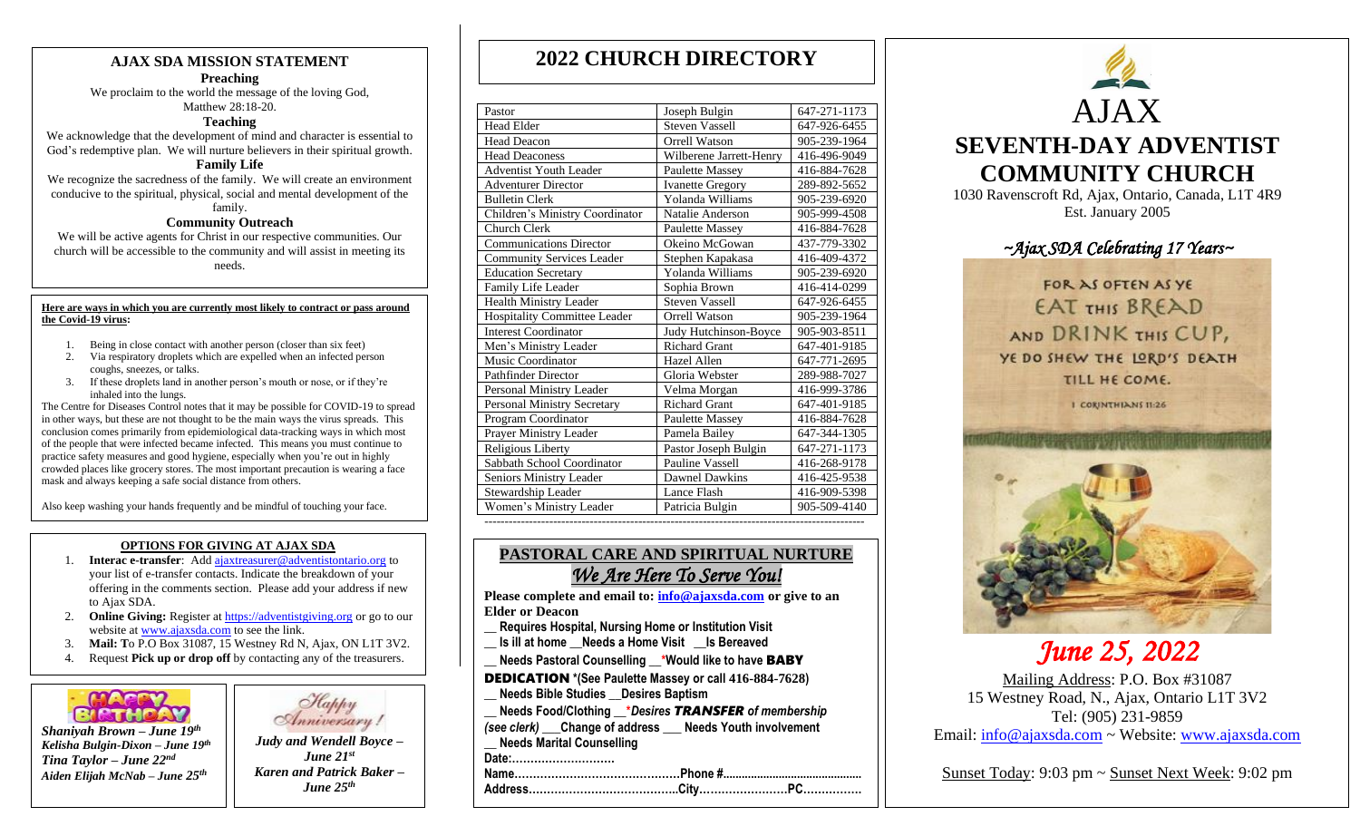## AJAX SDA MISSION STATEMENT

### Preaching

We proclaim to the world the message of the loving God, Matthew 28:18-20.

### Teaching

We acknowledge that the development of mind and character is essential to God's redemptive plan. We will nurture believers in their spiritual growth.

### Family Life

We recognize the sacredness of the family. We will create an environment conducive to the spiritual, physical, social and mental development of the family.

### Community Outreach

We will be active agents for Christ in our respective communities. Our church will be accessible to the community and will assist in meeting its needs.

**Here are ways in which you are currently most likely to contract or pass around the Covid-19 virus:**

1. Being in close contact with another person (closer than six feet)
2. Via respiratory droplets which are expelled when an infected person coughs, sneezes, or talks.
3. If these droplets land in another person's mouth or nose, or if they're inhaled into the lungs.

The Centre for Diseases Control notes that it may be possible for COVID-19 to spread in other ways, but these are not thought to be the main ways the virus spreads. This conclusion comes primarily from epidemiological data-tracking ways in which most of the people that were infected became infected. This means you must continue to practice safety measures and good hygiene, especially when you're out in highly crowded places like grocery stores. The most important precaution is wearing a face mask and always keeping a safe social distance from others.

Also keep washing your hands frequently and be mindful of touching your face.

**OPTIONS FOR GIVING AT AJAX SDA**

1. **Interac e-transfer**: Add ajaxtreasurer@adventistontario.org to your list of e-transfer contacts. Indicate the breakdown of your offering in the comments section. Please add your address if new to Ajax SDA.
2. **Online Giving:** Register at https://adventistgiving.org or go to our website at www.ajaxsda.com to see the link.
3. **Mail:** To P.O Box 31087, 15 Westney Rd N, Ajax, ON L1T 3V2.
4. Request **Pick up or drop off** by contacting any of the treasurers.

HAPPY BIRTHDAY

*Shaniyah Brown – June 19th*
*Kelisha Bulgin-Dixon – June 19th*
*Tina Taylor – June 22nd*
*Aiden Elijah McNab – June 25th*

Happy Anniversary!

*Judy and Wendell Boyce – June 21st*
*Karen and Patrick Baker – June 25th*

# 2022 CHURCH DIRECTORY

| | | |
|---|---|---|
| Pastor | Joseph Bulgin | 647-271-1173 |
| Head Elder | Steven Vassell | 647-926-6455 |
| Head Deacon | Orrell Watson | 905-239-1964 |
| Head Deaconess | Wilberene Jarrett-Henry | 416-496-9049 |
| Adventist Youth Leader | Paulette Massey | 416-884-7628 |
| Adventurer Director | Ivanette Gregory | 289-892-5652 |
| Bulletin Clerk | Yolanda Williams | 905-239-6920 |
| Children's Ministry Coordinator | Natalie Anderson | 905-999-4508 |
| Church Clerk | Paulette Massey | 416-884-7628 |
| Communications Director | Okeino McGowan | 437-779-3302 |
| Community Services Leader | Stephen Kapakasa | 416-409-4372 |
| Education Secretary | Yolanda Williams | 905-239-6920 |
| Family Life Leader | Sophia Brown | 416-414-0299 |
| Health Ministry Leader | Steven Vassell | 647-926-6455 |
| Hospitality Committee Leader | Orrell Watson | 905-239-1964 |
| Interest Coordinator | Judy Hutchinson-Boyce | 905-903-8511 |
| Men's Ministry Leader | Richard Grant | 647-401-9185 |
| Music Coordinator | Hazel Allen | 647-771-2695 |
| Pathfinder Director | Gloria Webster | 289-988-7027 |
| Personal Ministry Leader | Velma Morgan | 416-999-3786 |
| Personal Ministry Secretary | Richard Grant | 647-401-9185 |
| Program Coordinator | Paulette Massey | 416-884-7628 |
| Prayer Ministry Leader | Pamela Bailey | 647-344-1305 |
| Religious Liberty | Pastor Joseph Bulgin | 647-271-1173 |
| Sabbath School Coordinator | Pauline Vassell | 416-268-9178 |
| Seniors Ministry Leader | Dawnel Dawkins | 416-425-9538 |
| Stewardship Leader | Lance Flash | 416-909-5398 |
| Women's Ministry Leader | Patricia Bulgin | 905-509-4140 |

## PASTORAL CARE AND SPIRITUAL NURTURE

*We Are Here To Serve You!*

**Please complete and email to: info@ajaxsda.com or give to an Elder or Deacon**

__ Requires Hospital, Nursing Home or Institution Visit
__ Is ill at home __Needs a Home Visit __Is Bereaved
__ Needs Pastoral Counselling __*Would like to have **BABY DEDICATION** *(See Paulette Massey or call 416-884-7628)
__ Needs Bible Studies __Desires Baptism
__ Needs Food/Clothing __**Desires TRANSFER of membership (see clerk)* ___Change of address ___ Needs Youth involvement
__ Needs Marital Counselling

Date:……………………….
Name…………………………………….Phone #…………………………………
Address…………………………………..City……………………PC…………….

# AJAX
# SEVENTH-DAY ADVENTIST COMMUNITY CHURCH

1030 Ravenscroft Rd, Ajax, Ontario, Canada, L1T 4R9
Est. January 2005

*~Ajax SDA Celebrating 17 Years~*

FOR AS OFTEN AS YE EAT THIS BREAD AND DRINK THIS CUP, YE DO SHEW THE LORD'S DEATH TILL HE COME.

1 CORINTHIANS 11:26

*June 25, 2022*

Mailing Address: P.O. Box #31087
15 Westney Road, N., Ajax, Ontario L1T 3V2
Tel: (905) 231-9859
Email: info@ajaxsda.com ~ Website: www.ajaxsda.com

Sunset Today: 9:03 pm ~ Sunset Next Week: 9:02 pm